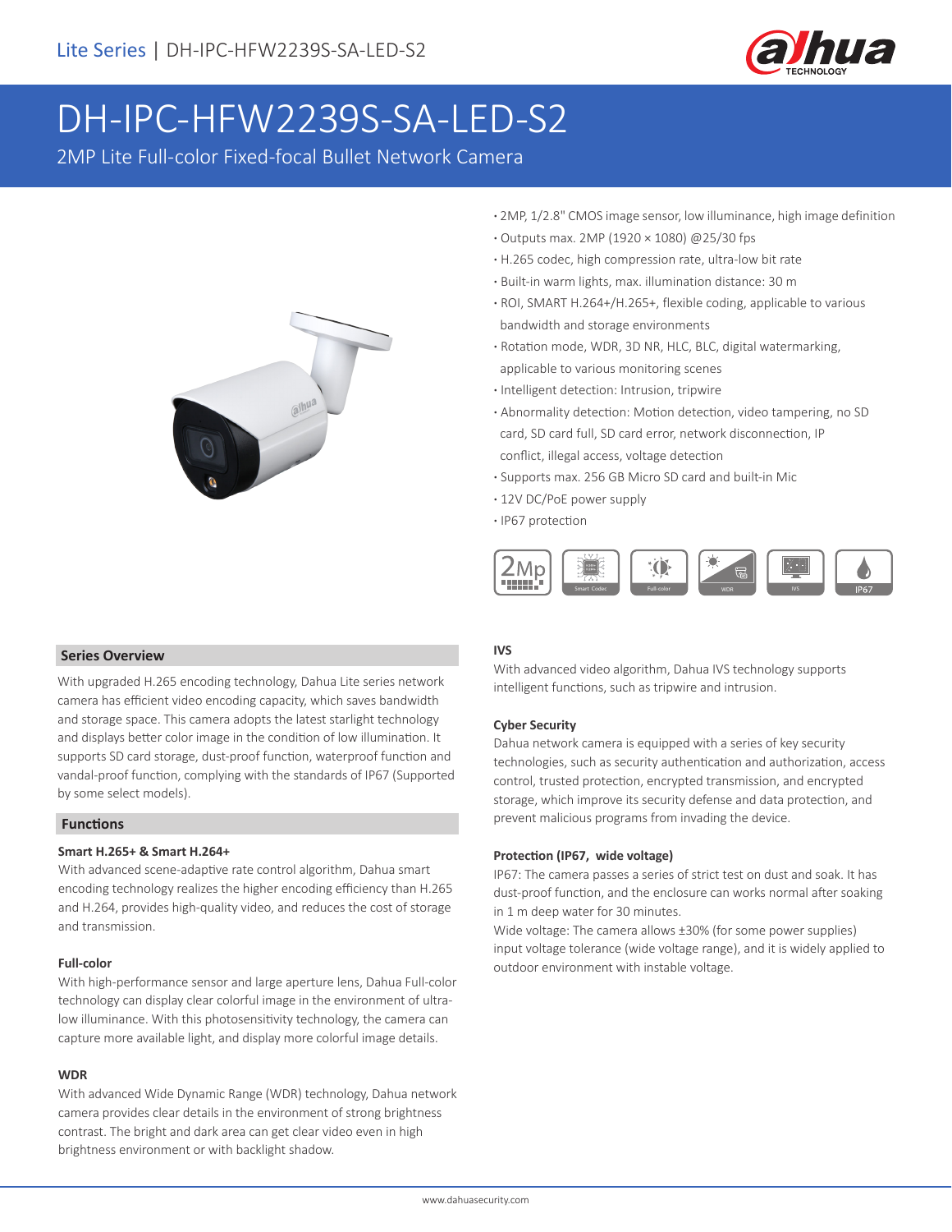# DH-IPC-HFW2239S-SA-LED-S2

2MP Lite Full-color Fixed-focal Bullet Network Camera

- 2MP, 1/2.8" CMOS image sensor, low illuminance, high image definition
- Outputs max. 2MP (1920 × 1080) @25/30 fps
- H.265 codec, high compression rate, ultra-low bit rate
- Built-in warm lights, max. illumination distance: 30 m
- ROI, SMART H.264+/H.265+, flexible coding, applicable to various bandwidth and storage environments
- Rotation mode, WDR, 3D NR, HLC, BLC, digital watermarking, applicable to various monitoring scenes
- Intelligent detection: Intrusion, tripwire
- Abnormality detection: Motion detection, video tampering, no SD card, SD card full, SD card error, network disconnection, IP conflict, illegal access, voltage detection
- Supports max. 256 GB Micro SD card and built-in Mic
- 12V DC/PoE power supply
- IP67 protection

## Series Overview

With upgraded H.265 encoding technology, Dahua Lite series network camera has efficient video encoding capacity, which saves bandwidth and storage space. This camera adopts the latest starlight technology and displays better color image in the condition of low illumination. It supports SD card storage, dust-proof function, waterproof function and vandal-proof function, complying with the standards of IP67 (Supported by some select models).

## Functions

### Smart H.265+ & Smart H.264+

With advanced scene-adaptive rate control algorithm, Dahua smart encoding technology realizes the higher encoding efficiency than H.265 and H.264, provides high-quality video, and reduces the cost of storage and transmission.

### Full-color

With high-performance sensor and large aperture lens, Dahua Full-color technology can display clear colorful image in the environment of ultra-low illuminance. With this photosensitivity technology, the camera can capture more available light, and display more colorful image details.

### WDR

With advanced Wide Dynamic Range (WDR) technology, Dahua network camera provides clear details in the environment of strong brightness contrast. The bright and dark area can get clear video even in high brightness environment or with backlight shadow.

### IVS

With advanced video algorithm, Dahua IVS technology supports intelligent functions, such as tripwire and intrusion.

### Cyber Security

Dahua network camera is equipped with a series of key security technologies, such as security authentication and authorization, access control, trusted protection, encrypted transmission, and encrypted storage, which improve its security defense and data protection, and prevent malicious programs from invading the device.

### Protection (IP67, wide voltage)

IP67: The camera passes a series of strict test on dust and soak. It has dust-proof function, and the enclosure can works normal after soaking in 1 m deep water for 30 minutes.

Wide voltage: The camera allows ±30% (for some power supplies) input voltage tolerance (wide voltage range), and it is widely applied to outdoor environment with instable voltage.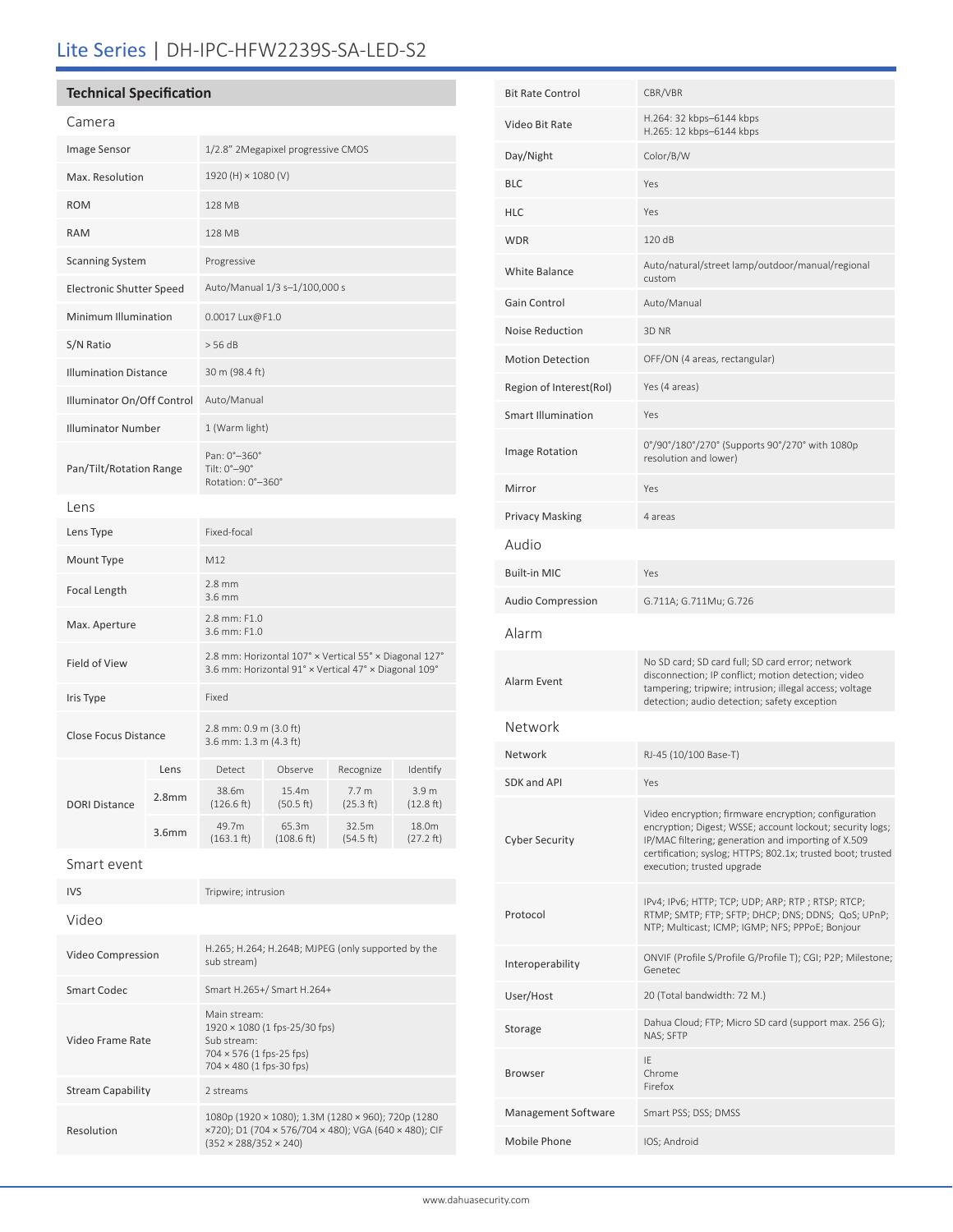# Lite Series | DH-IPC-HFW2239S-SA-LED-S2

## Technical Specification

### Camera

| | |
|---|---|
| Image Sensor | 1/2.8" 2Megapixel progressive CMOS |
| Max. Resolution | 1920 (H) × 1080 (V) |
| ROM | 128 MB |
| RAM | 128 MB |
| Scanning System | Progressive |
| Electronic Shutter Speed | Auto/Manual 1/3 s–1/100,000 s |
| Minimum Illumination | 0.0017 Lux@F1.0 |
| S/N Ratio | > 56 dB |
| Illumination Distance | 30 m (98.4 ft) |
| Illuminator On/Off Control | Auto/Manual |
| Illuminator Number | 1 (Warm light) |
| Pan/Tilt/Rotation Range | Pan: 0°–360°<br>Tilt: 0°–90°<br>Rotation: 0°–360° |

### Lens

| | |
|---|---|
| Lens Type | Fixed-focal |
| Mount Type | M12 |
| Focal Length | 2.8 mm<br>3.6 mm |
| Max. Aperture | 2.8 mm: F1.0<br>3.6 mm: F1.0 |
| Field of View | 2.8 mm: Horizontal 107° × Vertical 55° × Diagonal 127°<br>3.6 mm: Horizontal 91° × Vertical 47° × Diagonal 109° |
| Iris Type | Fixed |
| Close Focus Distance | 2.8 mm: 0.9 m (3.0 ft)<br>3.6 mm: 1.3 m (4.3 ft) |

| DORI Distance | Lens | Detect | Observe | Recognize | Identify |
|---|---|---|---|---|---|
| | 2.8mm | 38.6m (126.6 ft) | 15.4m (50.5 ft) | 7.7 m (25.3 ft) | 3.9 m (12.8 ft) |
| | 3.6mm | 49.7m (163.1 ft) | 65.3m (108.6 ft) | 32.5m (54.5 ft) | 18.0m (27.2 ft) |

### Smart event

| | |
|---|---|
| IVS | Tripwire; intrusion |

### Video

| | |
|---|---|
| Video Compression | H.265; H.264; H.264B; MJPEG (only supported by the sub stream) |
| Smart Codec | Smart H.265+/ Smart H.264+ |
| Video Frame Rate | Main stream:<br>1920 × 1080 (1 fps-25/30 fps)<br>Sub stream:<br>704 × 576 (1 fps-25 fps)<br>704 × 480 (1 fps-30 fps) |
| Stream Capability | 2 streams |
| Resolution | 1080p (1920 × 1080); 1.3M (1280 × 960); 720p (1280 ×720); D1 (704 × 576/704 × 480); VGA (640 × 480); CIF (352 × 288/352 × 240) |
| Bit Rate Control | CBR/VBR |
| Video Bit Rate | H.264: 32 kbps–6144 kbps<br>H.265: 12 kbps–6144 kbps |
| Day/Night | Color/B/W |
| BLC | Yes |
| HLC | Yes |
| WDR | 120 dB |
| White Balance | Auto/natural/street lamp/outdoor/manual/regional custom |
| Gain Control | Auto/Manual |
| Noise Reduction | 3D NR |
| Motion Detection | OFF/ON (4 areas, rectangular) |
| Region of Interest(RoI) | Yes (4 areas) |
| Smart Illumination | Yes |
| Image Rotation | 0°/90°/180°/270° (Supports 90°/270° with 1080p resolution and lower) |
| Mirror | Yes |
| Privacy Masking | 4 areas |

### Audio

| | |
|---|---|
| Built-in MIC | Yes |
| Audio Compression | G.711A; G.711Mu; G.726 |

### Alarm

| | |
|---|---|
| Alarm Event | No SD card; SD card full; SD card error; network disconnection; IP conflict; motion detection; video tampering; tripwire; intrusion; illegal access; voltage detection; audio detection; safety exception |

### Network

| | |
|---|---|
| Network | RJ-45 (10/100 Base-T) |
| SDK and API | Yes |
| Cyber Security | Video encryption; firmware encryption; configuration encryption; Digest; WSSE; account lockout; security logs; IP/MAC filtering; generation and importing of X.509 certification; syslog; HTTPS; 802.1x; trusted boot; trusted execution; trusted upgrade |
| Protocol | IPv4; IPv6; HTTP; TCP; UDP; ARP; RTP ; RTSP; RTCP; RTMP; SMTP; FTP; SFTP; DHCP; DNS; DDNS; QoS; UPnP; NTP; Multicast; ICMP; IGMP; NFS; PPPoE; Bonjour |
| Interoperability | ONVIF (Profile S/Profile G/Profile T); CGI; P2P; Milestone; Genetec |
| User/Host | 20 (Total bandwidth: 72 M.) |
| Storage | Dahua Cloud; FTP; Micro SD card (support max. 256 G); NAS; SFTP |
| Browser | IE<br>Chrome<br>Firefox |
| Management Software | Smart PSS; DSS; DMSS |
| Mobile Phone | IOS; Android |

www.dahuasecurity.com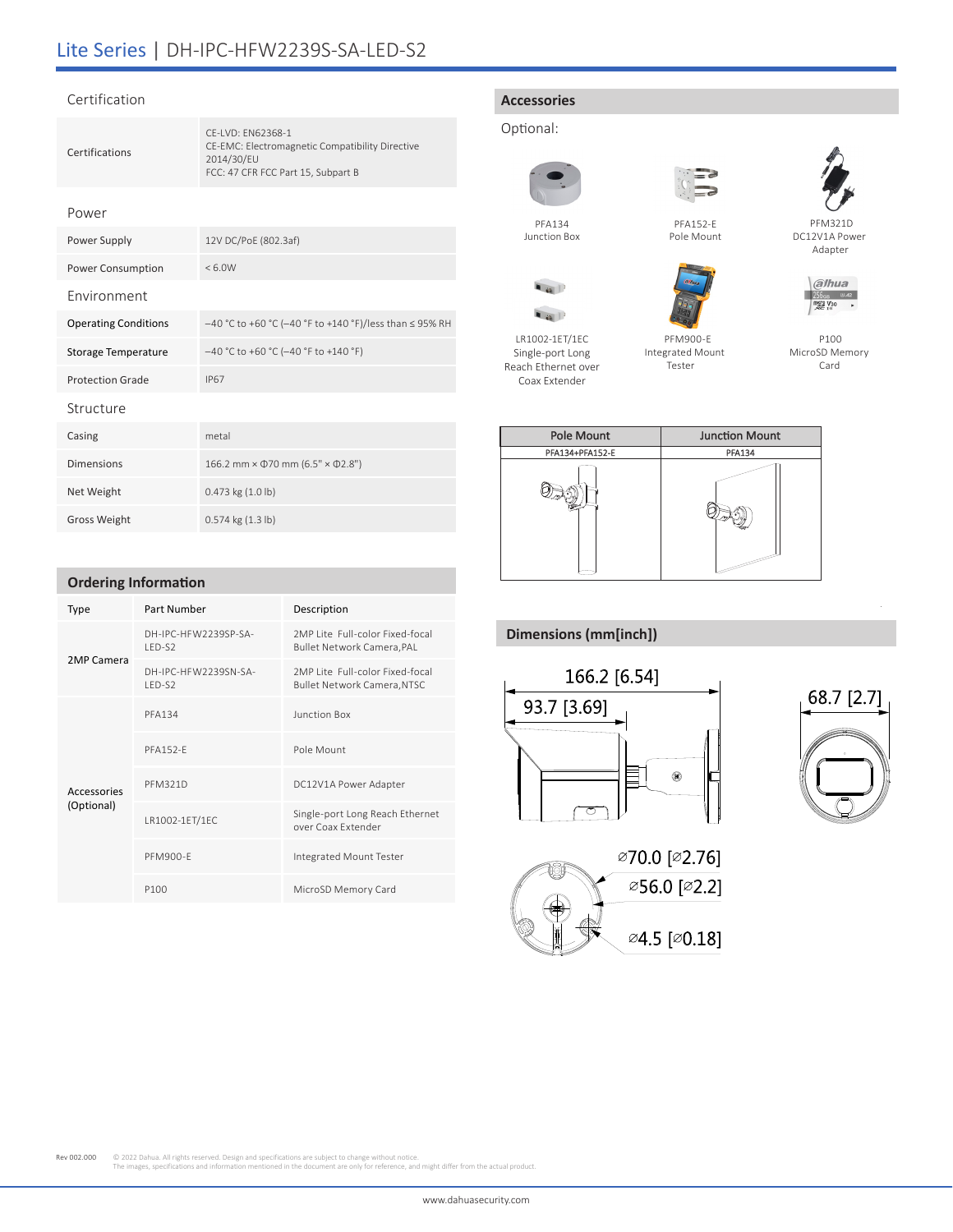# Lite Series | DH-IPC-HFW2239S-SA-LED-S2

## Certification

| | |
|---|---|
| Certifications | CE-LVD: EN62368-1<br>CE-EMC: Electromagnetic Compatibility Directive 2014/30/EU<br>FCC: 47 CFR FCC Part 15, Subpart B |

## Power

| | |
|---|---|
| Power Supply | 12V DC/PoE (802.3af) |
| Power Consumption | < 6.0W |

## Environment

| | |
|---|---|
| Operating Conditions | –40 °C to +60 °C (–40 °F to +140 °F)/less than ≤ 95% RH |
| Storage Temperature | –40 °C to +60 °C (–40 °F to +140 °F) |
| Protection Grade | IP67 |

## Structure

| | |
|---|---|
| Casing | metal |
| Dimensions | 166.2 mm × Φ70 mm (6.5" × Φ2.8") |
| Net Weight | 0.473 kg (1.0 lb) |
| Gross Weight | 0.574 kg (1.3 lb) |

## Ordering Information

| Type | Part Number | Description |
|---|---|---|
| 2MP Camera | DH-IPC-HFW2239SP-SA-LED-S2 | 2MP Lite Full-color Fixed-focal Bullet Network Camera,PAL |
| | DH-IPC-HFW2239SN-SA-LED-S2 | 2MP Lite Full-color Fixed-focal Bullet Network Camera,NTSC |
| Accessories (Optional) | PFA134 | Junction Box |
| | PFA152-E | Pole Mount |
| | PFM321D | DC12V1A Power Adapter |
| | LR1002-1ET/1EC | Single-port Long Reach Ethernet over Coax Extender |
| | PFM900-E | Integrated Mount Tester |
| | P100 | MicroSD Memory Card |

## Accessories

Optional:

PFA134
Junction Box

PFA152-E
Pole Mount

PFM321D
DC12V1A Power Adapter

LR1002-1ET/1EC
Single-port Long Reach Ethernet over Coax Extender

PFM900-E
Integrated Mount Tester

P100
MicroSD Memory Card

| Pole Mount | Junction Mount |
|---|---|
| PFA134+PFA152-E | PFA134 |

## Dimensions (mm[inch])

166.2 [6.54]

93.7 [3.69]

68.7 [2.7]

⌀70.0 [⌀2.76]

⌀56.0 [⌀2.2]

⌀4.5 [⌀0.18]

Rev 002.000

© 2022 Dahua. All rights reserved. Design and specifications are subject to change without notice.
The images, specifications and information mentioned in the document are only for reference, and might differ from the actual product.

www.dahuasecurity.com